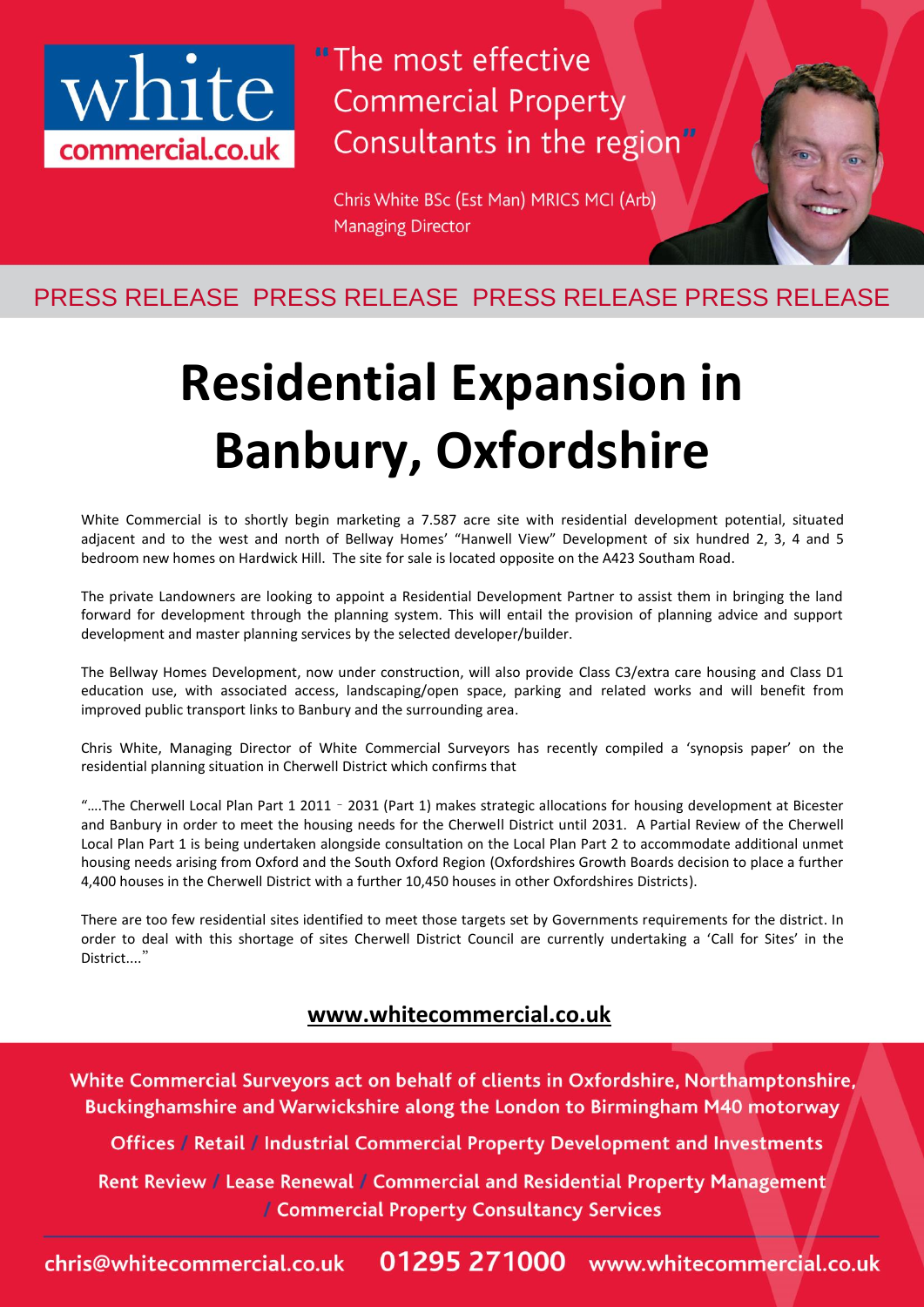white
commercial.co.uk

"The most effective Commercial Property Consultants in the region"

Chris White BSc (Est Man) MRICS MCI (Arb)
Managing Director

PRESS RELEASE PRESS RELEASE PRESS RELEASE PRESS RELEASE

# Residential Expansion in Banbury, Oxfordshire

White Commercial is to shortly begin marketing a 7.587 acre site with residential development potential, situated adjacent and to the west and north of Bellway Homes' "Hanwell View" Development of six hundred 2, 3, 4 and 5 bedroom new homes on Hardwick Hill. The site for sale is located opposite on the A423 Southam Road.

The private Landowners are looking to appoint a Residential Development Partner to assist them in bringing the land forward for development through the planning system. This will entail the provision of planning advice and support development and master planning services by the selected developer/builder.

The Bellway Homes Development, now under construction, will also provide Class C3/extra care housing and Class D1 education use, with associated access, landscaping/open space, parking and related works and will benefit from improved public transport links to Banbury and the surrounding area.

Chris White, Managing Director of White Commercial Surveyors has recently compiled a 'synopsis paper' on the residential planning situation in Cherwell District which confirms that

"….The Cherwell Local Plan Part 1 2011 ‐ 2031 (Part 1) makes strategic allocations for housing development at Bicester and Banbury in order to meet the housing needs for the Cherwell District until 2031. A Partial Review of the Cherwell Local Plan Part 1 is being undertaken alongside consultation on the Local Plan Part 2 to accommodate additional unmet housing needs arising from Oxford and the South Oxford Region (Oxfordshires Growth Boards decision to place a further 4,400 houses in the Cherwell District with a further 10,450 houses in other Oxfordshires Districts).

There are too few residential sites identified to meet those targets set by Governments requirements for the district. In order to deal with this shortage of sites Cherwell District Council are currently undertaking a 'Call for Sites' in the District...."

**www.whitecommercial.co.uk**

**White Commercial Surveyors act on behalf of clients in Oxfordshire, Northamptonshire, Buckinghamshire and Warwickshire along the London to Birmingham M40 motorway**

**Offices / Retail / Industrial Commercial Property Development and Investments**

**Rent Review / Lease Renewal / Commercial and Residential Property Management / Commercial Property Consultancy Services**

**chris@whitecommercial.co.uk 01295 271000 www.whitecommercial.co.uk**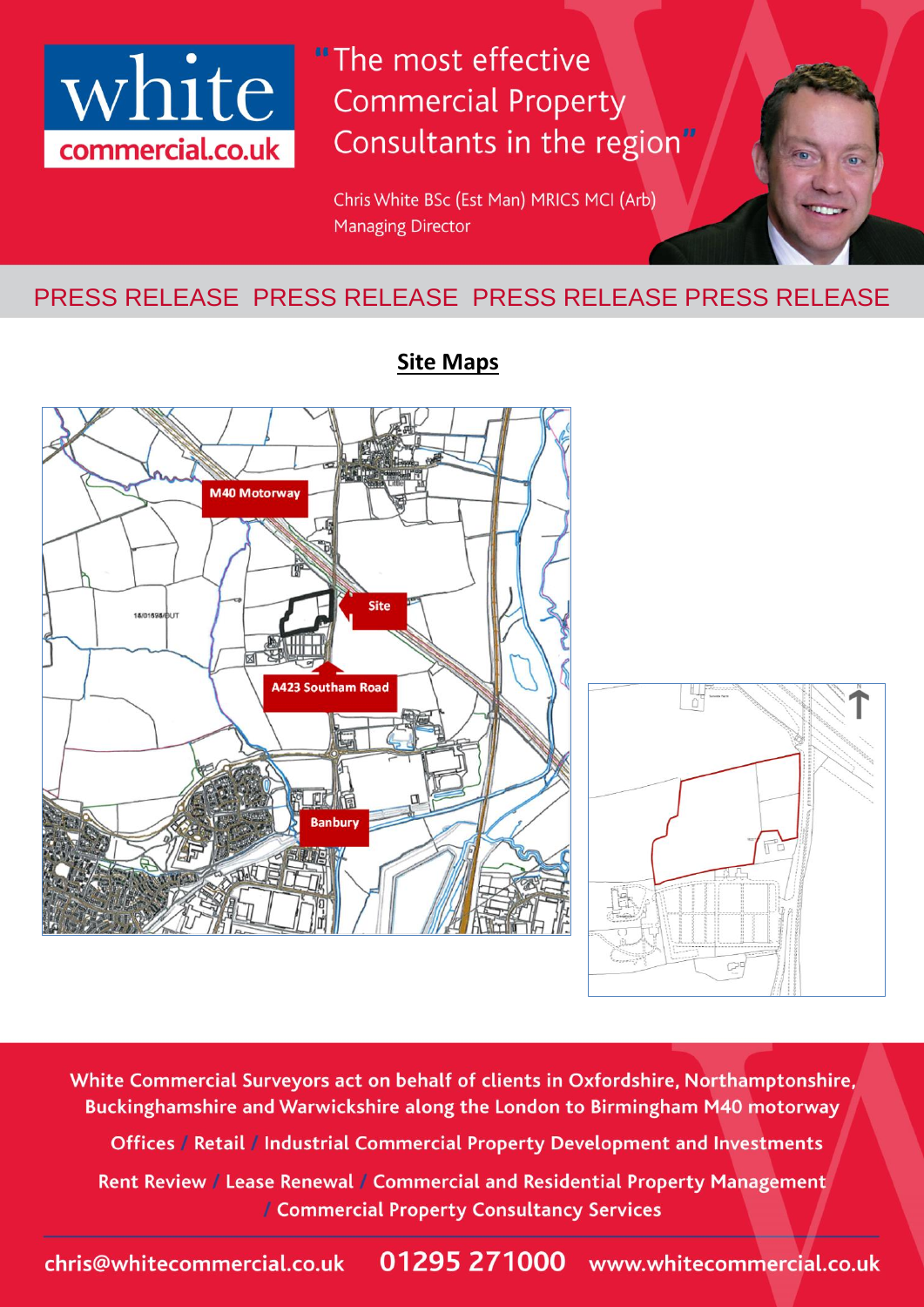white
commercial.co.uk

"The most effective Commercial Property Consultants in the region"

Chris White BSc (Est Man) MRICS MCI (Arb)
Managing Director

PRESS RELEASE PRESS RELEASE PRESS RELEASE PRESS RELEASE

## Site Maps

M40 Motorway

Site

A423 Southam Road

Banbury

White Commercial Surveyors act on behalf of clients in Oxfordshire, Northamptonshire, Buckinghamshire and Warwickshire along the London to Birmingham M40 motorway

Offices / Retail / Industrial Commercial Property Development and Investments

Rent Review / Lease Renewal / Commercial and Residential Property Management / Commercial Property Consultancy Services

chris@whitecommercial.co.uk 01295 271000 www.whitecommercial.co.uk